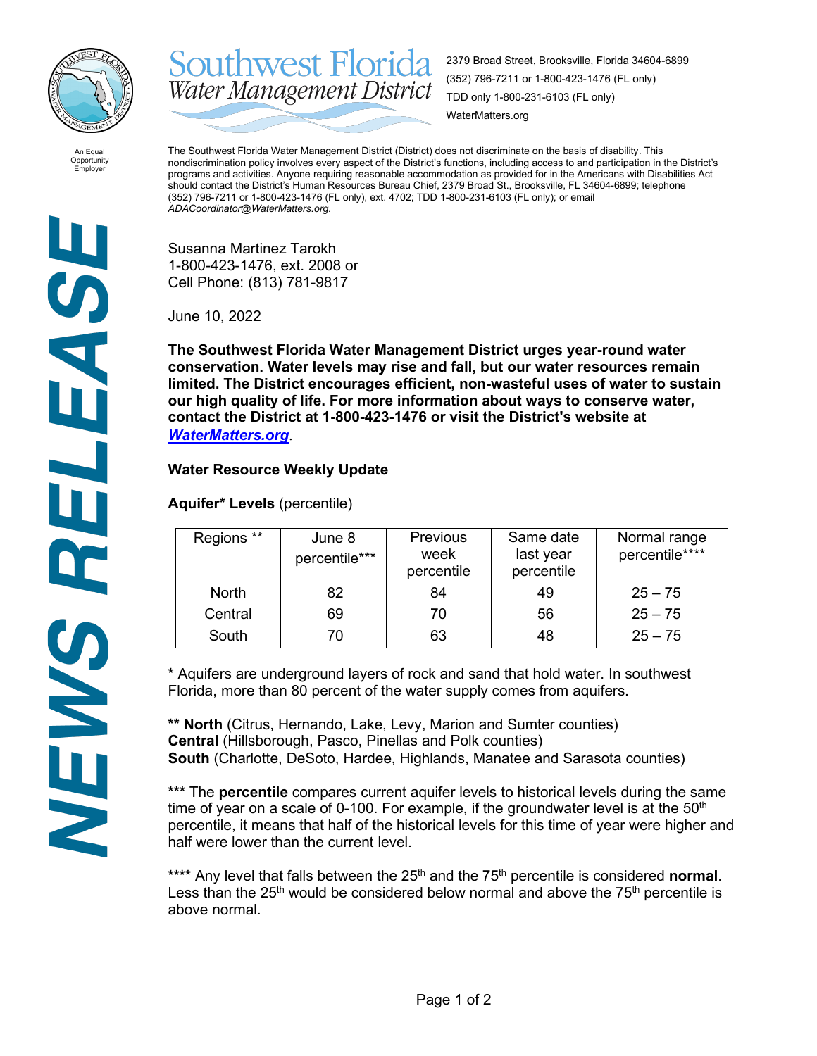**Southwest Florida Water Management District**

2379 Broad Street, Brooksville, Florida 34604-6899
(352) 796-7211 or 1-800-423-1476 (FL only)
TDD only 1-800-231-6103 (FL only)
WaterMatters.org

An Equal Opportunity Employer

The Southwest Florida Water Management District (District) does not discriminate on the basis of disability. This nondiscrimination policy involves every aspect of the District's functions, including access to and participation in the District's programs and activities. Anyone requiring reasonable accommodation as provided for in the Americans with Disabilities Act should contact the District's Human Resources Bureau Chief, 2379 Broad St., Brooksville, FL 34604-6899; telephone (352) 796-7211 or 1-800-423-1476 (FL only), ext. 4702; TDD 1-800-231-6103 (FL only); or email *ADACoordinator@WaterMatters.org.*

# NEWS RELEASE

Susanna Martinez Tarokh
1-800-423-1476, ext. 2008 or
Cell Phone: (813) 781-9817

June 10, 2022

**The Southwest Florida Water Management District urges year-round water conservation. Water levels may rise and fall, but our water resources remain limited. The District encourages efficient, non-wasteful uses of water to sustain our high quality of life. For more information about ways to conserve water, contact the District at 1-800-423-1476 or visit the District's website at *WaterMatters.org*.**

## Water Resource Weekly Update

**Aquifer* Levels** (percentile)

| Regions ** | June 8 percentile*** | Previous week percentile | Same date last year percentile | Normal range percentile**** |
|---|---|---|---|---|
| North | 82 | 84 | 49 | 25 – 75 |
| Central | 69 | 70 | 56 | 25 – 75 |
| South | 70 | 63 | 48 | 25 – 75 |

**\*** Aquifers are underground layers of rock and sand that hold water. In southwest Florida, more than 80 percent of the water supply comes from aquifers.

**\*\* North** (Citrus, Hernando, Lake, Levy, Marion and Sumter counties)
**Central** (Hillsborough, Pasco, Pinellas and Polk counties)
**South** (Charlotte, DeSoto, Hardee, Highlands, Manatee and Sarasota counties)

**\*\*\*** The **percentile** compares current aquifer levels to historical levels during the same time of year on a scale of 0-100. For example, if the groundwater level is at the 50th percentile, it means that half of the historical levels for this time of year were higher and half were lower than the current level.

**\*\*\*\*** Any level that falls between the 25th and the 75th percentile is considered **normal**. Less than the 25th would be considered below normal and above the 75th percentile is above normal.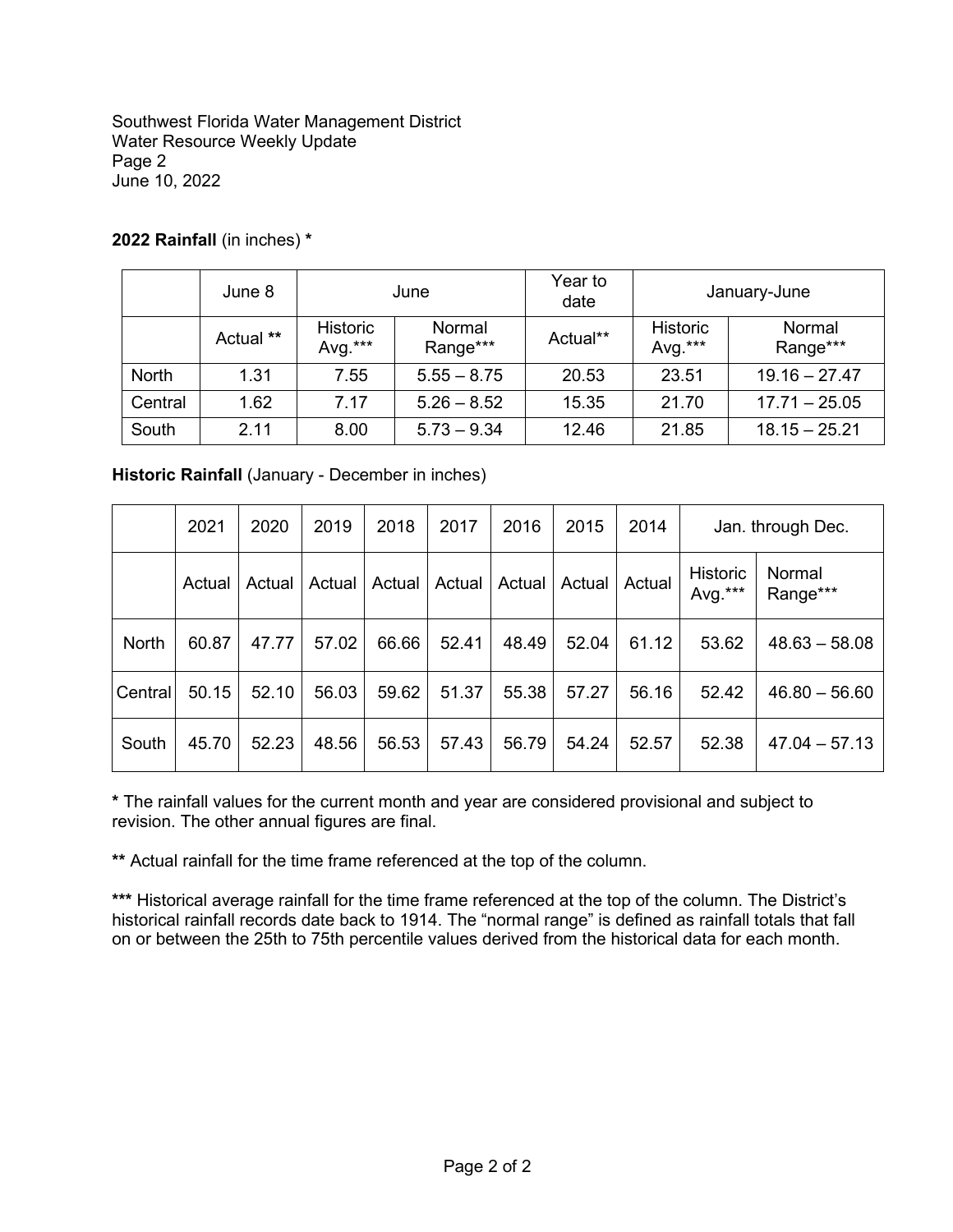Southwest Florida Water Management District
Water Resource Weekly Update
Page 2
June 10, 2022

**2022 Rainfall** (in inches) *

| | June 8 | June | | Year to date | January-June | |
|---|---|---|---|---|---|---|
| | Actual ** | Historic Avg.*** | Normal Range*** | Actual** | Historic Avg.*** | Normal Range*** |
| North | 1.31 | 7.55 | 5.55 – 8.75 | 20.53 | 23.51 | 19.16 – 27.47 |
| Central | 1.62 | 7.17 | 5.26 – 8.52 | 15.35 | 21.70 | 17.71 – 25.05 |
| South | 2.11 | 8.00 | 5.73 – 9.34 | 12.46 | 21.85 | 18.15 – 25.21 |

**Historic Rainfall** (January - December in inches)

| | 2021 | 2020 | 2019 | 2018 | 2017 | 2016 | 2015 | 2014 | Jan. through Dec. | |
|---|---|---|---|---|---|---|---|---|---|---|
| | Actual | Actual | Actual | Actual | Actual | Actual | Actual | Actual | Historic Avg.*** | Normal Range*** |
| North | 60.87 | 47.77 | 57.02 | 66.66 | 52.41 | 48.49 | 52.04 | 61.12 | 53.62 | 48.63 – 58.08 |
| Central | 50.15 | 52.10 | 56.03 | 59.62 | 51.37 | 55.38 | 57.27 | 56.16 | 52.42 | 46.80 – 56.60 |
| South | 45.70 | 52.23 | 48.56 | 56.53 | 57.43 | 56.79 | 54.24 | 52.57 | 52.38 | 47.04 – 57.13 |

**\*** The rainfall values for the current month and year are considered provisional and subject to revision. The other annual figures are final.

**\*\*** Actual rainfall for the time frame referenced at the top of the column.

**\*\*\*** Historical average rainfall for the time frame referenced at the top of the column. The District's historical rainfall records date back to 1914. The "normal range" is defined as rainfall totals that fall on or between the 25th to 75th percentile values derived from the historical data for each month.